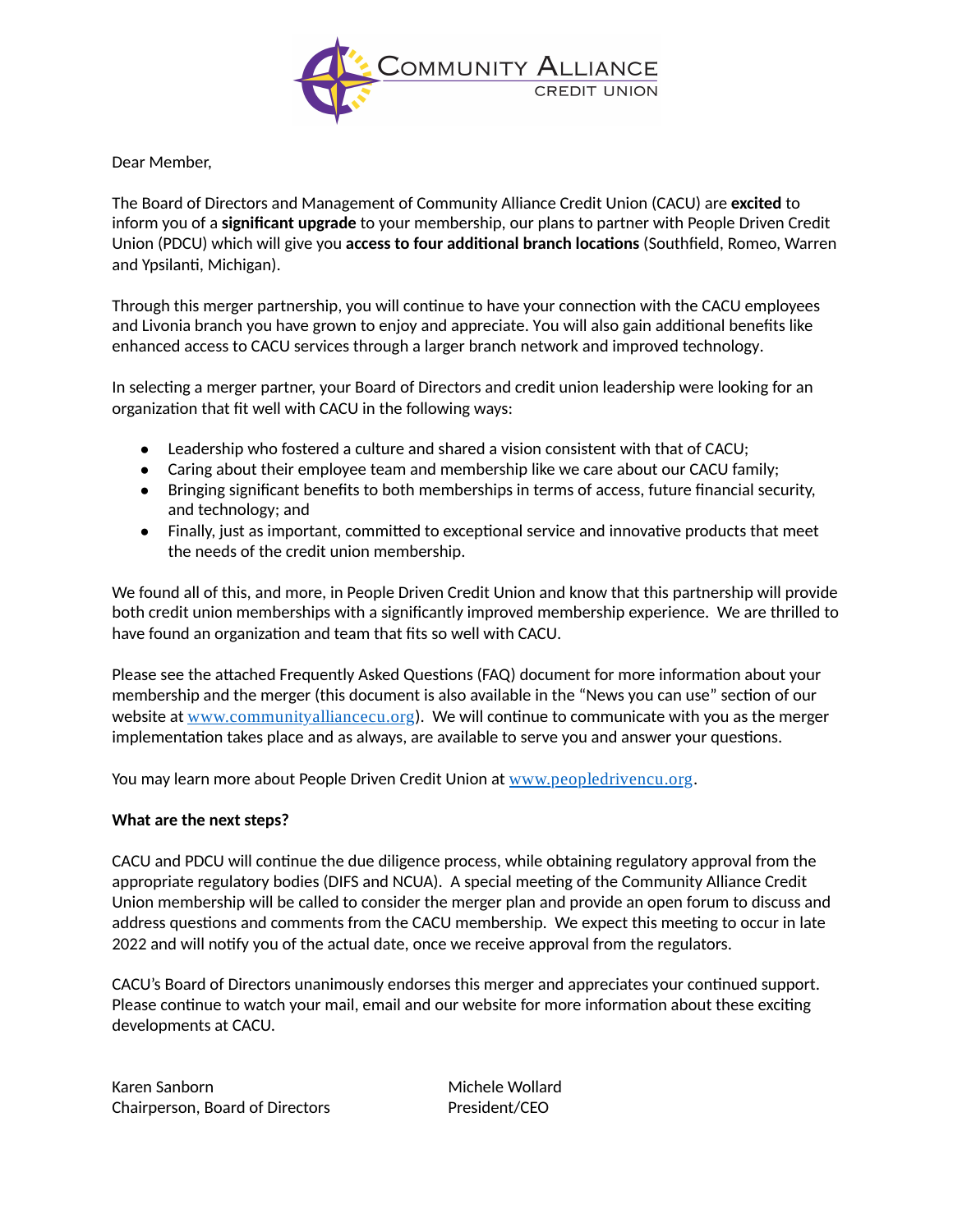Community Alliance Credit Union

Dear Member,

The Board of Directors and Management of Community Alliance Credit Union (CACU) are **excited** to inform you of a **significant upgrade** to your membership, our plans to partner with People Driven Credit Union (PDCU) which will give you **access to four additional branch locations** (Southfield, Romeo, Warren and Ypsilanti, Michigan).

Through this merger partnership, you will continue to have your connection with the CACU employees and Livonia branch you have grown to enjoy and appreciate. You will also gain additional benefits like enhanced access to CACU services through a larger branch network and improved technology.

In selecting a merger partner, your Board of Directors and credit union leadership were looking for an organization that fit well with CACU in the following ways:

- Leadership who fostered a culture and shared a vision consistent with that of CACU;
- Caring about their employee team and membership like we care about our CACU family;
- Bringing significant benefits to both memberships in terms of access, future financial security, and technology; and
- Finally, just as important, committed to exceptional service and innovative products that meet the needs of the credit union membership.

We found all of this, and more, in People Driven Credit Union and know that this partnership will provide both credit union memberships with a significantly improved membership experience. We are thrilled to have found an organization and team that fits so well with CACU.

Please see the attached Frequently Asked Questions (FAQ) document for more information about your membership and the merger (this document is also available in the "News you can use" section of our website at www.communityalliancecu.org). We will continue to communicate with you as the merger implementation takes place and as always, are available to serve you and answer your questions.

You may learn more about People Driven Credit Union at www.peopledrivencu.org.

**What are the next steps?**

CACU and PDCU will continue the due diligence process, while obtaining regulatory approval from the appropriate regulatory bodies (DIFS and NCUA). A special meeting of the Community Alliance Credit Union membership will be called to consider the merger plan and provide an open forum to discuss and address questions and comments from the CACU membership. We expect this meeting to occur in late 2022 and will notify you of the actual date, once we receive approval from the regulators.

CACU's Board of Directors unanimously endorses this merger and appreciates your continued support. Please continue to watch your mail, email and our website for more information about these exciting developments at CACU.

Karen Sanborn
Chairperson, Board of Directors

Michele Wollard
President/CEO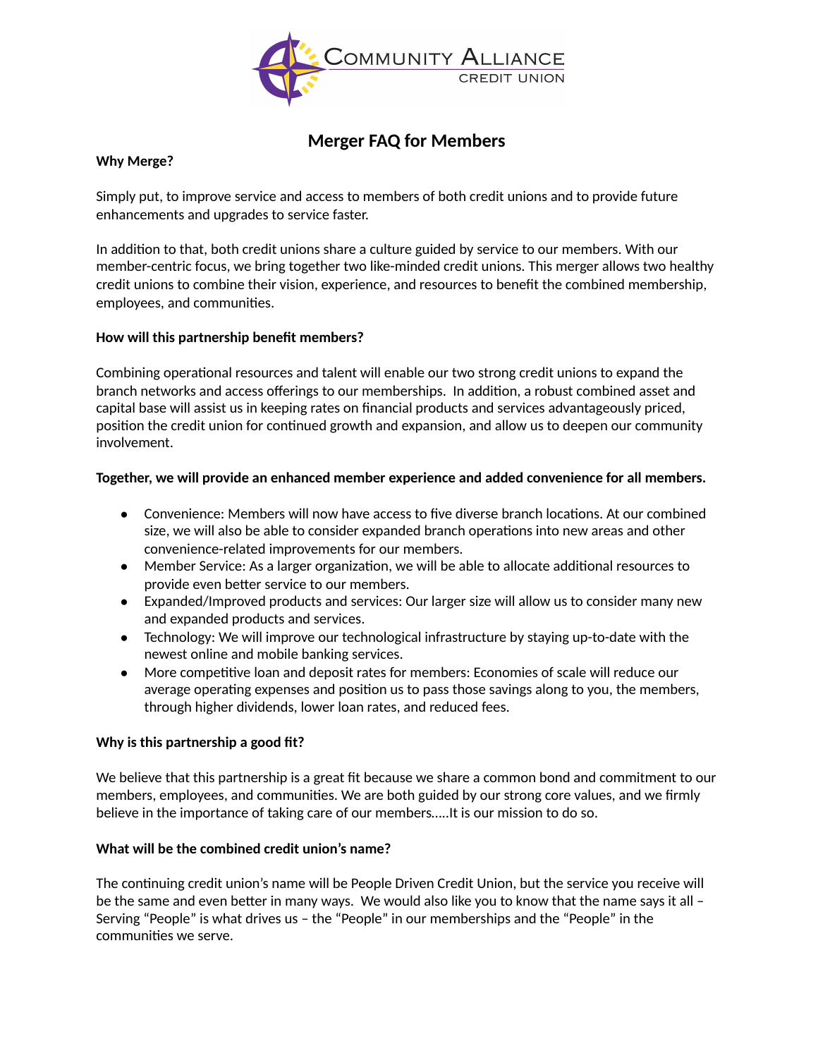# Merger FAQ for Members

**Why Merge?**

Simply put, to improve service and access to members of both credit unions and to provide future enhancements and upgrades to service faster.

In addition to that, both credit unions share a culture guided by service to our members. With our member-centric focus, we bring together two like-minded credit unions. This merger allows two healthy credit unions to combine their vision, experience, and resources to benefit the combined membership, employees, and communities.

**How will this partnership benefit members?**

Combining operational resources and talent will enable our two strong credit unions to expand the branch networks and access offerings to our memberships. In addition, a robust combined asset and capital base will assist us in keeping rates on financial products and services advantageously priced, position the credit union for continued growth and expansion, and allow us to deepen our community involvement.

**Together, we will provide an enhanced member experience and added convenience for all members.**

- Convenience: Members will now have access to five diverse branch locations. At our combined size, we will also be able to consider expanded branch operations into new areas and other convenience-related improvements for our members.
- Member Service: As a larger organization, we will be able to allocate additional resources to provide even better service to our members.
- Expanded/Improved products and services: Our larger size will allow us to consider many new and expanded products and services.
- Technology: We will improve our technological infrastructure by staying up-to-date with the newest online and mobile banking services.
- More competitive loan and deposit rates for members: Economies of scale will reduce our average operating expenses and position us to pass those savings along to you, the members, through higher dividends, lower loan rates, and reduced fees.

**Why is this partnership a good fit?**

We believe that this partnership is a great fit because we share a common bond and commitment to our members, employees, and communities. We are both guided by our strong core values, and we firmly believe in the importance of taking care of our members…..It is our mission to do so.

**What will be the combined credit union's name?**

The continuing credit union's name will be People Driven Credit Union, but the service you receive will be the same and even better in many ways. We would also like you to know that the name says it all – Serving "People" is what drives us – the "People" in our memberships and the "People" in the communities we serve.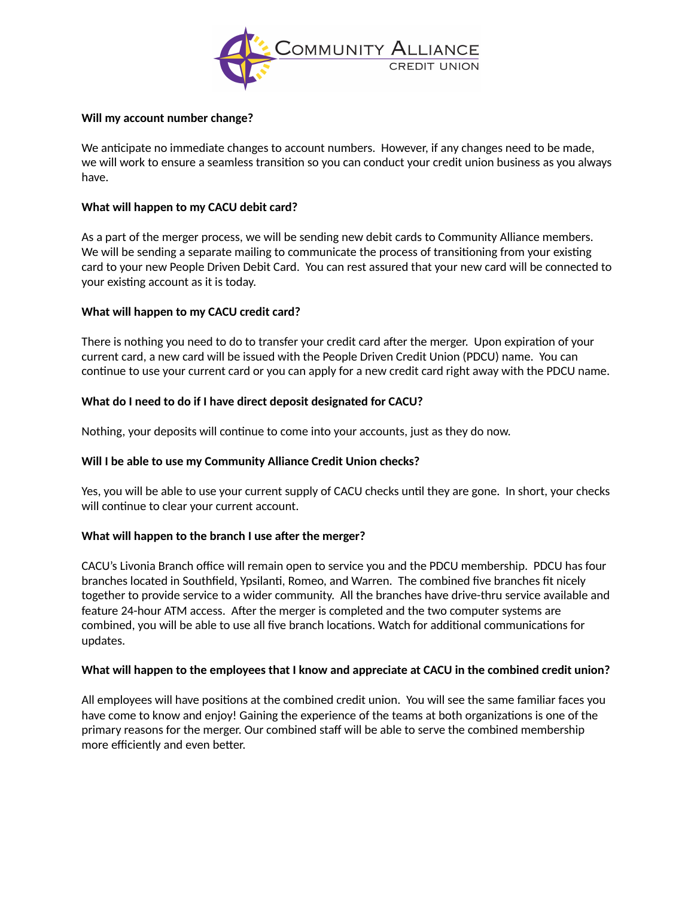**Will my account number change?**

We anticipate no immediate changes to account numbers. However, if any changes need to be made, we will work to ensure a seamless transition so you can conduct your credit union business as you always have.

**What will happen to my CACU debit card?**

As a part of the merger process, we will be sending new debit cards to Community Alliance members. We will be sending a separate mailing to communicate the process of transitioning from your existing card to your new People Driven Debit Card. You can rest assured that your new card will be connected to your existing account as it is today.

**What will happen to my CACU credit card?**

There is nothing you need to do to transfer your credit card after the merger. Upon expiration of your current card, a new card will be issued with the People Driven Credit Union (PDCU) name. You can continue to use your current card or you can apply for a new credit card right away with the PDCU name.

**What do I need to do if I have direct deposit designated for CACU?**

Nothing, your deposits will continue to come into your accounts, just as they do now.

**Will I be able to use my Community Alliance Credit Union checks?**

Yes, you will be able to use your current supply of CACU checks until they are gone. In short, your checks will continue to clear your current account.

**What will happen to the branch I use after the merger?**

CACU's Livonia Branch office will remain open to service you and the PDCU membership. PDCU has four branches located in Southfield, Ypsilanti, Romeo, and Warren. The combined five branches fit nicely together to provide service to a wider community. All the branches have drive-thru service available and feature 24-hour ATM access. After the merger is completed and the two computer systems are combined, you will be able to use all five branch locations. Watch for additional communications for updates.

**What will happen to the employees that I know and appreciate at CACU in the combined credit union?**

All employees will have positions at the combined credit union. You will see the same familiar faces you have come to know and enjoy! Gaining the experience of the teams at both organizations is one of the primary reasons for the merger. Our combined staff will be able to serve the combined membership more efficiently and even better.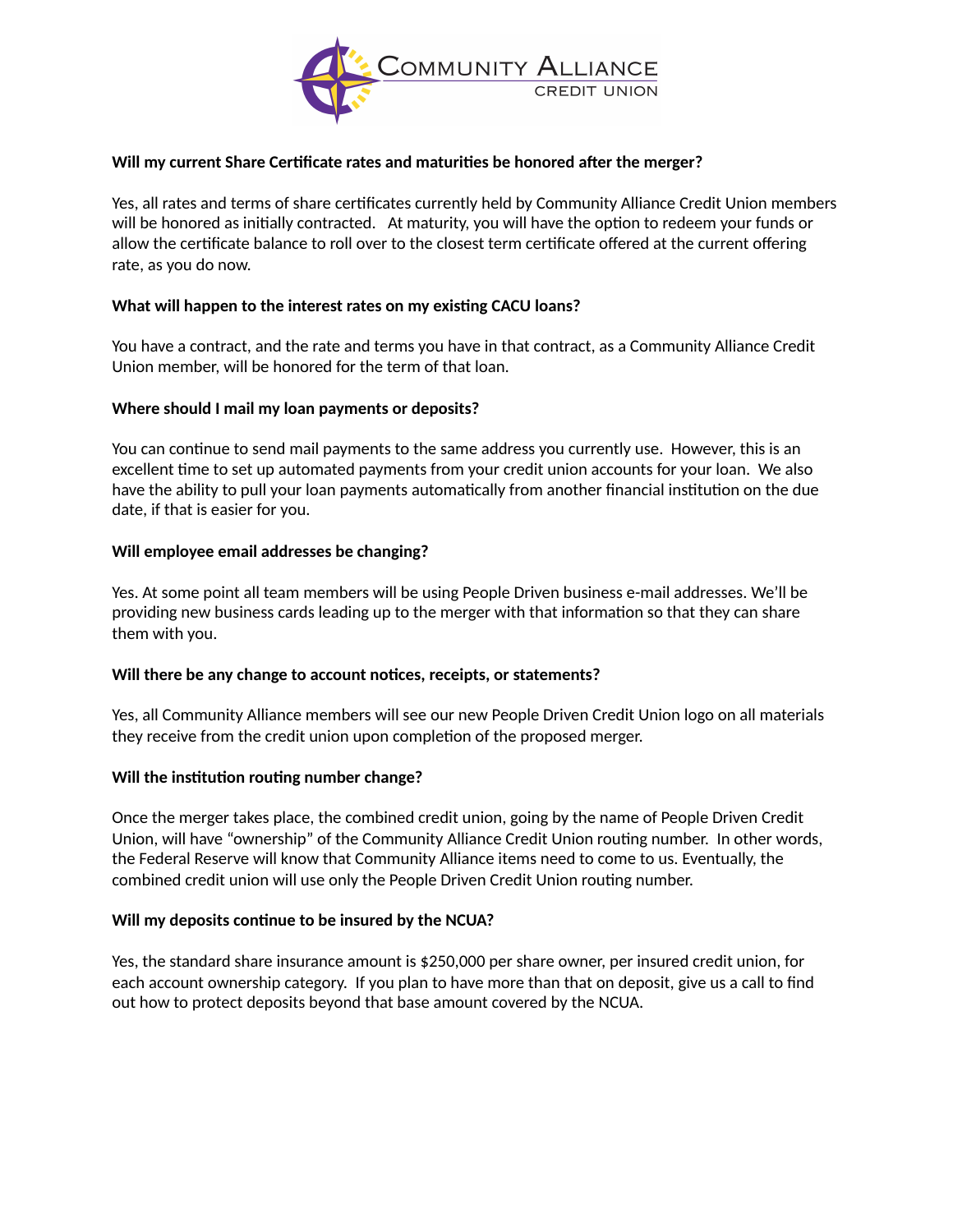**Will my current Share Certificate rates and maturities be honored after the merger?**

Yes, all rates and terms of share certificates currently held by Community Alliance Credit Union members will be honored as initially contracted. At maturity, you will have the option to redeem your funds or allow the certificate balance to roll over to the closest term certificate offered at the current offering rate, as you do now.

**What will happen to the interest rates on my existing CACU loans?**

You have a contract, and the rate and terms you have in that contract, as a Community Alliance Credit Union member, will be honored for the term of that loan.

**Where should I mail my loan payments or deposits?**

You can continue to send mail payments to the same address you currently use. However, this is an excellent time to set up automated payments from your credit union accounts for your loan. We also have the ability to pull your loan payments automatically from another financial institution on the due date, if that is easier for you.

**Will employee email addresses be changing?**

Yes. At some point all team members will be using People Driven business e-mail addresses. We'll be providing new business cards leading up to the merger with that information so that they can share them with you.

**Will there be any change to account notices, receipts, or statements?**

Yes, all Community Alliance members will see our new People Driven Credit Union logo on all materials they receive from the credit union upon completion of the proposed merger.

**Will the institution routing number change?**

Once the merger takes place, the combined credit union, going by the name of People Driven Credit Union, will have "ownership" of the Community Alliance Credit Union routing number. In other words, the Federal Reserve will know that Community Alliance items need to come to us. Eventually, the combined credit union will use only the People Driven Credit Union routing number.

**Will my deposits continue to be insured by the NCUA?**

Yes, the standard share insurance amount is $250,000 per share owner, per insured credit union, for each account ownership category. If you plan to have more than that on deposit, give us a call to find out how to protect deposits beyond that base amount covered by the NCUA.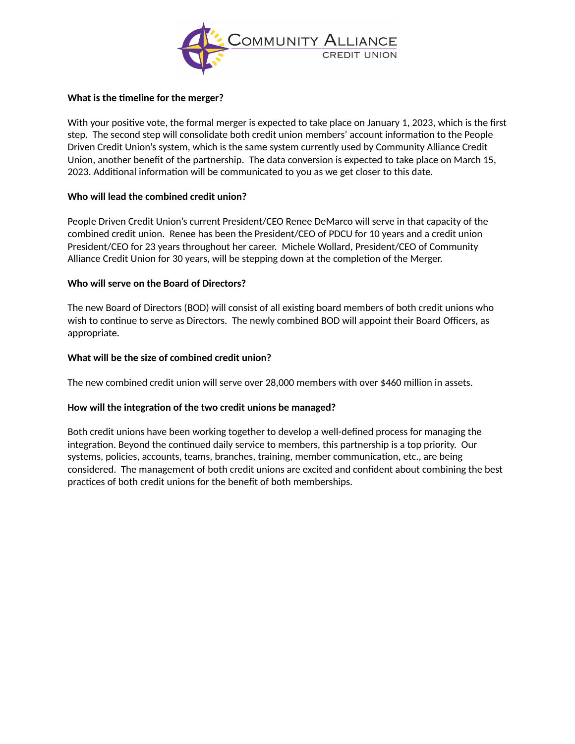**What is the timeline for the merger?**

With your positive vote, the formal merger is expected to take place on January 1, 2023, which is the first step. The second step will consolidate both credit union members' account information to the People Driven Credit Union's system, which is the same system currently used by Community Alliance Credit Union, another benefit of the partnership. The data conversion is expected to take place on March 15, 2023. Additional information will be communicated to you as we get closer to this date.

**Who will lead the combined credit union?**

People Driven Credit Union's current President/CEO Renee DeMarco will serve in that capacity of the combined credit union. Renee has been the President/CEO of PDCU for 10 years and a credit union President/CEO for 23 years throughout her career. Michele Wollard, President/CEO of Community Alliance Credit Union for 30 years, will be stepping down at the completion of the Merger.

**Who will serve on the Board of Directors?**

The new Board of Directors (BOD) will consist of all existing board members of both credit unions who wish to continue to serve as Directors. The newly combined BOD will appoint their Board Officers, as appropriate.

**What will be the size of combined credit union?**

The new combined credit union will serve over 28,000 members with over $460 million in assets.

**How will the integration of the two credit unions be managed?**

Both credit unions have been working together to develop a well-defined process for managing the integration. Beyond the continued daily service to members, this partnership is a top priority. Our systems, policies, accounts, teams, branches, training, member communication, etc., are being considered. The management of both credit unions are excited and confident about combining the best practices of both credit unions for the benefit of both memberships.